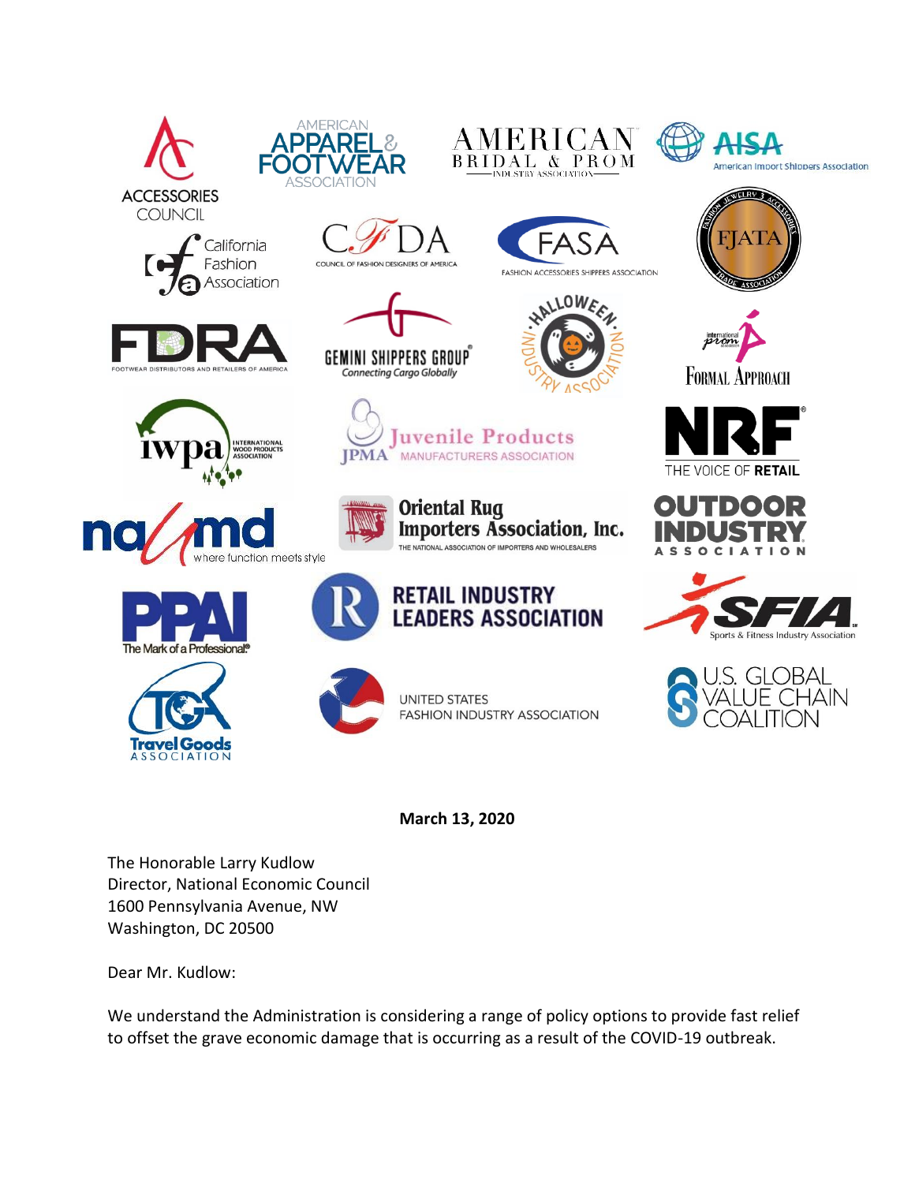ACCESSORIES COUNCIL

AMERICAN APPAREL & FOOTWEAR ASSOCIATION

AMERICAN BRIDAL & PROM INDUSTRY ASSOCIATION

AISA American Import Shippers Association

California Fashion Association

CFDA COUNCIL OF FASHION DESIGNERS OF AMERICA

FASA FASHION ACCESSORIES SHIPPERS ASSOCIATION

FJATA FASHION JEWELRY & ACCESSORIES TRADE ASSOCIATION

FDRA FOOTWEAR DISTRIBUTORS AND RETAILERS OF AMERICA

GEMINI SHIPPERS GROUP Connecting Cargo Globally

HALLOWEEN INDUSTRY ASSOCIATION

international prom association FORMAL APPROACH

iwpa INTERNATIONAL WOOD PRODUCTS ASSOCIATION

JPMA Juvenile Products Manufacturers Association

NRF THE VOICE OF RETAIL

nammd where function meets style

Oriental Rug Importers Association, Inc. THE NATIONAL ASSOCIATION OF IMPORTERS AND WHOLESALERS

OUTDOOR INDUSTRY ASSOCIATION

PPAI The Mark of a Professional®

RETAIL INDUSTRY LEADERS ASSOCIATION

SFIA Sports & Fitness Industry Association

Travel Goods ASSOCIATION

UNITED STATES FASHION INDUSTRY ASSOCIATION

U.S. GLOBAL VALUE CHAIN COALITION

**March 13, 2020**

The Honorable Larry Kudlow
Director, National Economic Council
1600 Pennsylvania Avenue, NW
Washington, DC 20500

Dear Mr. Kudlow:

We understand the Administration is considering a range of policy options to provide fast relief to offset the grave economic damage that is occurring as a result of the COVID-19 outbreak.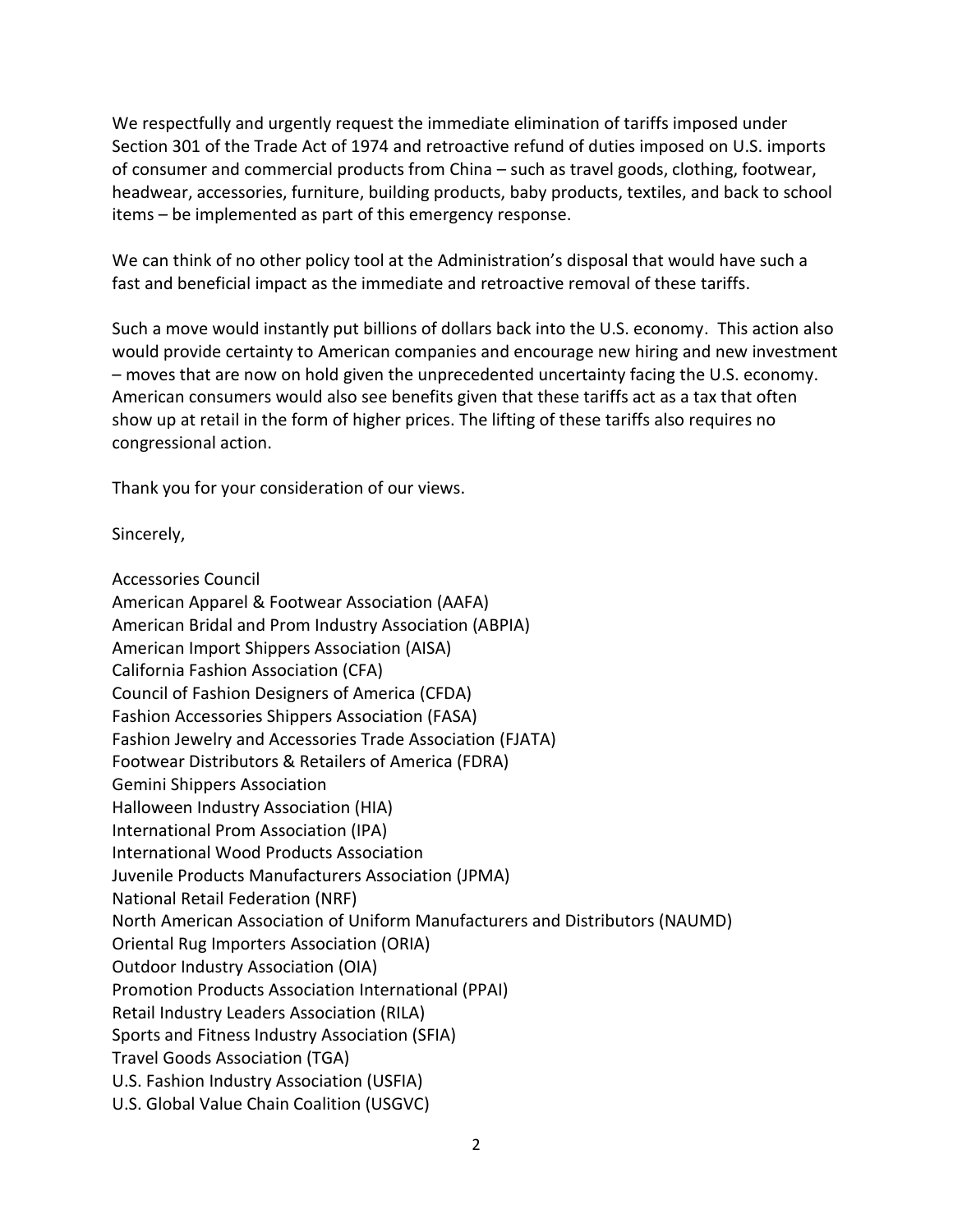We respectfully and urgently request the immediate elimination of tariffs imposed under Section 301 of the Trade Act of 1974 and retroactive refund of duties imposed on U.S. imports of consumer and commercial products from China – such as travel goods, clothing, footwear, headwear, accessories, furniture, building products, baby products, textiles, and back to school items – be implemented as part of this emergency response.

We can think of no other policy tool at the Administration's disposal that would have such a fast and beneficial impact as the immediate and retroactive removal of these tariffs.

Such a move would instantly put billions of dollars back into the U.S. economy. This action also would provide certainty to American companies and encourage new hiring and new investment – moves that are now on hold given the unprecedented uncertainty facing the U.S. economy. American consumers would also see benefits given that these tariffs act as a tax that often show up at retail in the form of higher prices. The lifting of these tariffs also requires no congressional action.

Thank you for your consideration of our views.

Sincerely,

Accessories Council
American Apparel & Footwear Association (AAFA)
American Bridal and Prom Industry Association (ABPIA)
American Import Shippers Association (AISA)
California Fashion Association (CFA)
Council of Fashion Designers of America (CFDA)
Fashion Accessories Shippers Association (FASA)
Fashion Jewelry and Accessories Trade Association (FJATA)
Footwear Distributors & Retailers of America (FDRA)
Gemini Shippers Association
Halloween Industry Association (HIA)
International Prom Association (IPA)
International Wood Products Association
Juvenile Products Manufacturers Association (JPMA)
National Retail Federation (NRF)
North American Association of Uniform Manufacturers and Distributors (NAUMD)
Oriental Rug Importers Association (ORIA)
Outdoor Industry Association (OIA)
Promotion Products Association International (PPAI)
Retail Industry Leaders Association (RILA)
Sports and Fitness Industry Association (SFIA)
Travel Goods Association (TGA)
U.S. Fashion Industry Association (USFIA)
U.S. Global Value Chain Coalition (USGVC)